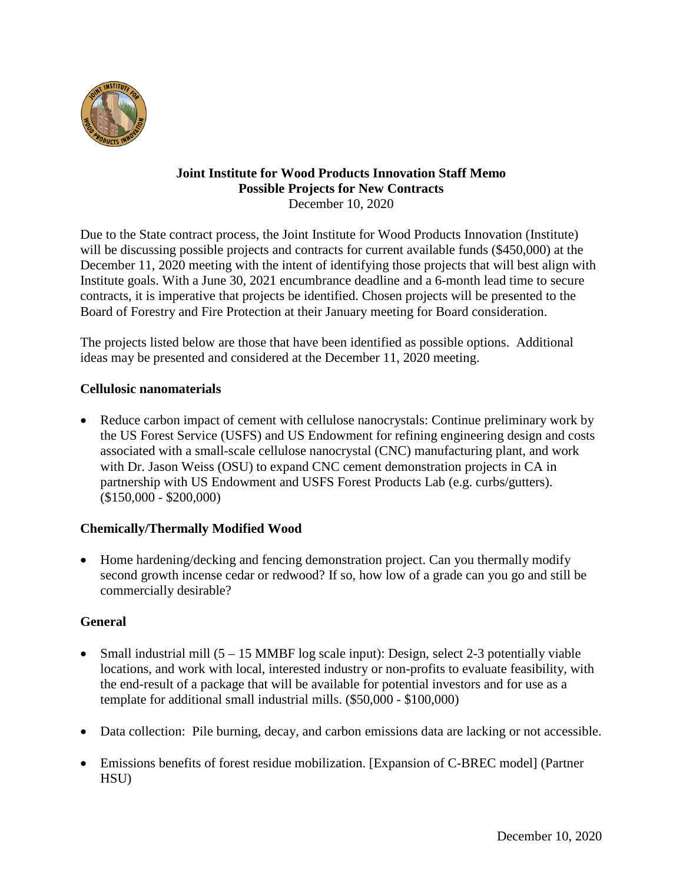**Joint Institute for Wood Products Innovation Staff Memo**
**Possible Projects for New Contracts**
December 10, 2020

Due to the State contract process, the Joint Institute for Wood Products Innovation (Institute) will be discussing possible projects and contracts for current available funds ($450,000) at the December 11, 2020 meeting with the intent of identifying those projects that will best align with Institute goals. With a June 30, 2021 encumbrance deadline and a 6-month lead time to secure contracts, it is imperative that projects be identified. Chosen projects will be presented to the Board of Forestry and Fire Protection at their January meeting for Board consideration.

The projects listed below are those that have been identified as possible options. Additional ideas may be presented and considered at the December 11, 2020 meeting.

**Cellulosic nanomaterials**

- Reduce carbon impact of cement with cellulose nanocrystals: Continue preliminary work by the US Forest Service (USFS) and US Endowment for refining engineering design and costs associated with a small-scale cellulose nanocrystal (CNC) manufacturing plant, and work with Dr. Jason Weiss (OSU) to expand CNC cement demonstration projects in CA in partnership with US Endowment and USFS Forest Products Lab (e.g. curbs/gutters). ($150,000 - $200,000)

**Chemically/Thermally Modified Wood**

- Home hardening/decking and fencing demonstration project. Can you thermally modify second growth incense cedar or redwood? If so, how low of a grade can you go and still be commercially desirable?

**General**

- Small industrial mill (5 – 15 MMBF log scale input): Design, select 2-3 potentially viable locations, and work with local, interested industry or non-profits to evaluate feasibility, with the end-result of a package that will be available for potential investors and for use as a template for additional small industrial mills. ($50,000 - $100,000)
- Data collection: Pile burning, decay, and carbon emissions data are lacking or not accessible.
- Emissions benefits of forest residue mobilization. [Expansion of C-BREC model] (Partner HSU)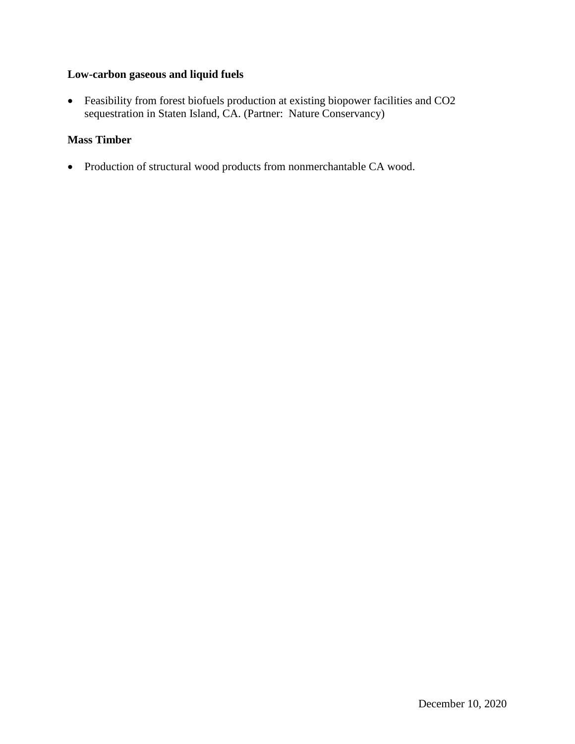**Low-carbon gaseous and liquid fuels**

- Feasibility from forest biofuels production at existing biopower facilities and CO2 sequestration in Staten Island, CA. (Partner: Nature Conservancy)

**Mass Timber**

- Production of structural wood products from nonmerchantable CA wood.

December 10, 2020